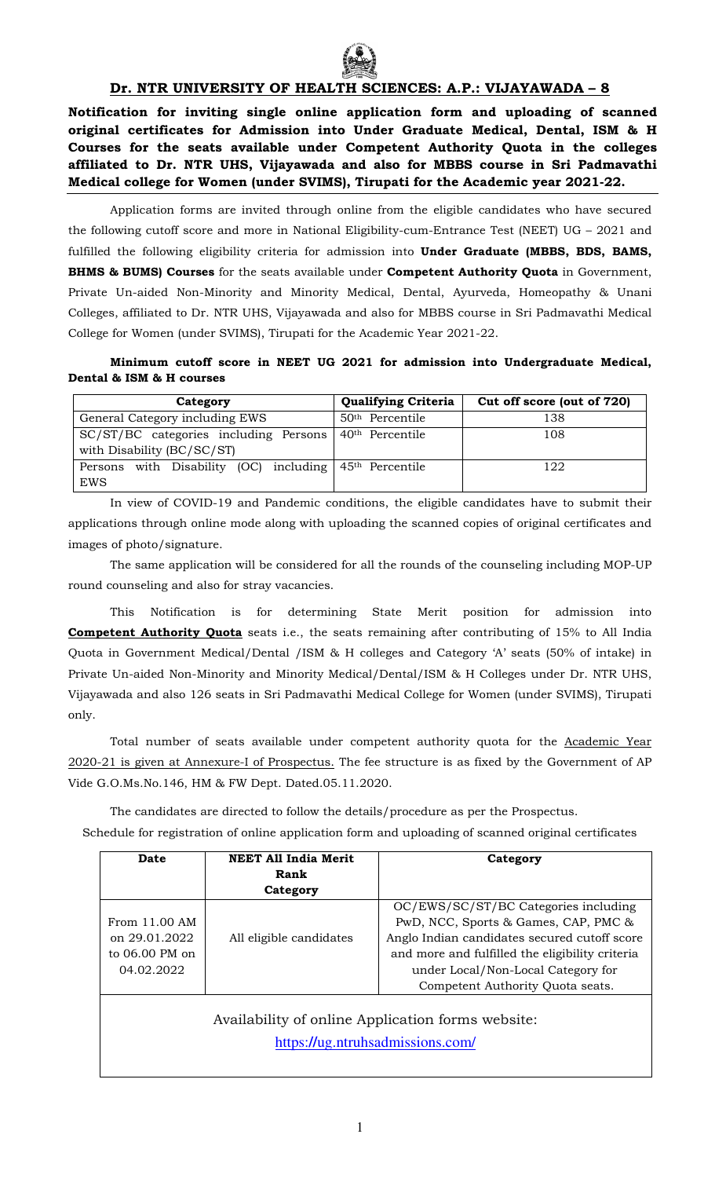## Dr. NTR UNIVERSITY OF HEALTH SCIENCES: A.P.: VIJAYAWADA – 8

**Notification for inviting single online application form and uploading of scanned original certificates for Admission into Under Graduate Medical, Dental, ISM & H Courses for the seats available under Competent Authority Quota in the colleges affiliated to Dr. NTR UHS, Vijayawada and also for MBBS course in Sri Padmavathi Medical college for Women (under SVIMS), Tirupati for the Academic year 2021-22.**

Application forms are invited through online from the eligible candidates who have secured the following cutoff score and more in National Eligibility-cum-Entrance Test (NEET) UG – 2021 and fulfilled the following eligibility criteria for admission into **Under Graduate (MBBS, BDS, BAMS, BHMS & BUMS) Courses** for the seats available under **Competent Authority Quota** in Government, Private Un-aided Non-Minority and Minority Medical, Dental, Ayurveda, Homeopathy & Unani Colleges, affiliated to Dr. NTR UHS, Vijayawada and also for MBBS course in Sri Padmavathi Medical College for Women (under SVIMS), Tirupati for the Academic Year 2021-22.

**Minimum cutoff score in NEET UG 2021 for admission into Undergraduate Medical, Dental & ISM & H courses**

| Category | Qualifying Criteria | Cut off score (out of 720) |
|---|---|---|
| General Category including EWS | 50th Percentile | 138 |
| SC/ST/BC categories including Persons with Disability (BC/SC/ST) | 40th Percentile | 108 |
| Persons with Disability (OC) including EWS | 45th Percentile | 122 |

In view of COVID-19 and Pandemic conditions, the eligible candidates have to submit their applications through online mode along with uploading the scanned copies of original certificates and images of photo/signature.

The same application will be considered for all the rounds of the counseling including MOP-UP round counseling and also for stray vacancies.

This Notification is for determining State Merit position for admission into **Competent Authority Quota** seats i.e., the seats remaining after contributing of 15% to All India Quota in Government Medical/Dental /ISM & H colleges and Category 'A' seats (50% of intake) in Private Un-aided Non-Minority and Minority Medical/Dental/ISM & H Colleges under Dr. NTR UHS, Vijayawada and also 126 seats in Sri Padmavathi Medical College for Women (under SVIMS), Tirupati only.

Total number of seats available under competent authority quota for the Academic Year 2020-21 is given at Annexure-I of Prospectus. The fee structure is as fixed by the Government of AP Vide G.O.Ms.No.146, HM & FW Dept. Dated.05.11.2020.

The candidates are directed to follow the details/procedure as per the Prospectus.

Schedule for registration of online application form and uploading of scanned original certificates

| Date | NEET All India Merit Rank Category | Category |
|---|---|---|
| From 11.00 AM on 29.01.2022 to 06.00 PM on 04.02.2022 | All eligible candidates | OC/EWS/SC/ST/BC Categories including PwD, NCC, Sports & Games, CAP, PMC & Anglo Indian candidates secured cutoff score and more and fulfilled the eligibility criteria under Local/Non-Local Category for Competent Authority Quota seats. |

Availability of online Application forms website:
https://ug.ntruhsadmissions.com/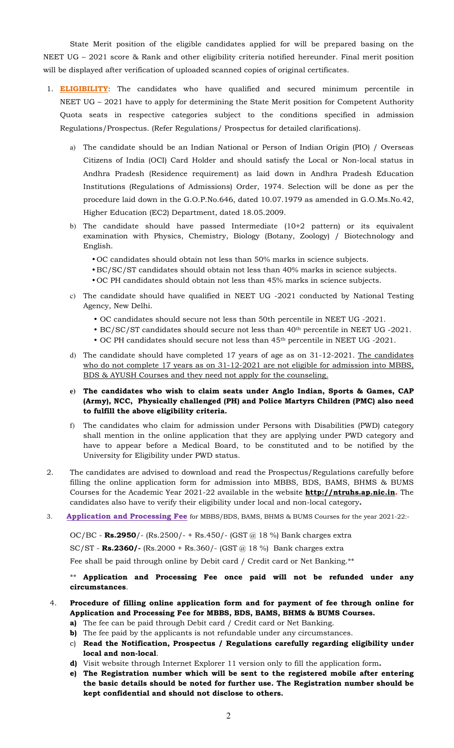State Merit position of the eligible candidates applied for will be prepared basing on the NEET UG – 2021 score & Rank and other eligibility criteria notified hereunder. Final merit position will be displayed after verification of uploaded scanned copies of original certificates.

1. **ELIGIBILITY**: The candidates who have qualified and secured minimum percentile in NEET UG – 2021 have to apply for determining the State Merit position for Competent Authority Quota seats in respective categories subject to the conditions specified in admission Regulations/Prospectus. (Refer Regulations/ Prospectus for detailed clarifications).

   a) The candidate should be an Indian National or Person of Indian Origin (PIO) / Overseas Citizens of India (OCI) Card Holder and should satisfy the Local or Non-local status in Andhra Pradesh (Residence requirement) as laid down in Andhra Pradesh Education Institutions (Regulations of Admissions) Order, 1974. Selection will be done as per the procedure laid down in the G.O.P.No.646, dated 10.07.1979 as amended in G.O.Ms.No.42, Higher Education (EC2) Department, dated 18.05.2009.

   b) The candidate should have passed Intermediate (10+2 pattern) or its equivalent examination with Physics, Chemistry, Biology (Botany, Zoology) / Biotechnology and English.
      - OC candidates should obtain not less than 50% marks in science subjects.
      - BC/SC/ST candidates should obtain not less than 40% marks in science subjects.
      - OC PH candidates should obtain not less than 45% marks in science subjects.

   c) The candidate should have qualified in NEET UG -2021 conducted by National Testing Agency, New Delhi.
      - OC candidates should secure not less than 50th percentile in NEET UG -2021.
      - BC/SC/ST candidates should secure not less than 40th percentile in NEET UG -2021.
      - OC PH candidates should secure not less than 45th percentile in NEET UG -2021.

   d) The candidate should have completed 17 years of age as on 31-12-2021. The candidates who do not complete 17 years as on 31-12-2021 are not eligible for admission into MBBS, BDS & AYUSH Courses and they need not apply for the counseling.

   e) **The candidates who wish to claim seats under Anglo Indian, Sports & Games, CAP (Army), NCC, Physically challenged (PH) and Police Martyrs Children (PMC) also need to fulfill the above eligibility criteria.**

   f) The candidates who claim for admission under Persons with Disabilities (PWD) category shall mention in the online application that they are applying under PWD category and have to appear before a Medical Board, to be constituted and to be notified by the University for Eligibility under PWD status.

2. The candidates are advised to download and read the Prospectus/Regulations carefully before filling the online application form for admission into MBBS, BDS, BAMS, BHMS & BUMS Courses for the Academic Year 2021-22 available in the website **http://ntruhs.ap.nic.in.** The candidates also have to verify their eligibility under local and non-local category**.**

3. **Application and Processing Fee** for MBBS/BDS, BAMS, BHMS & BUMS Courses for the year 2021-22:-

   OC/BC - **Rs.2950**/- (Rs.2500/- + Rs.450/- (GST @ 18 %) Bank charges extra

   SC/ST - **Rs.2360/-** (Rs.2000 + Rs.360/- (GST @ 18 %) Bank charges extra

   Fee shall be paid through online by Debit card / Credit card or Net Banking.**

   ** **Application and Processing Fee once paid will not be refunded under any circumstances**.

4. **Procedure of filling online application form and for payment of fee through online for Application and Processing Fee for MBBS, BDS, BAMS, BHMS & BUMS Courses.**

   **a)** The fee can be paid through Debit card / Credit card or Net Banking.

   **b)** The fee paid by the applicants is not refundable under any circumstances.

   c) **Read the Notification, Prospectus / Regulations carefully regarding eligibility under local and non-local**.

   **d)** Visit website through Internet Explorer 11 version only to fill the application form**.**

   **e) The Registration number which will be sent to the registered mobile after entering the basic details should be noted for further use. The Registration number should be kept confidential and should not disclose to others.**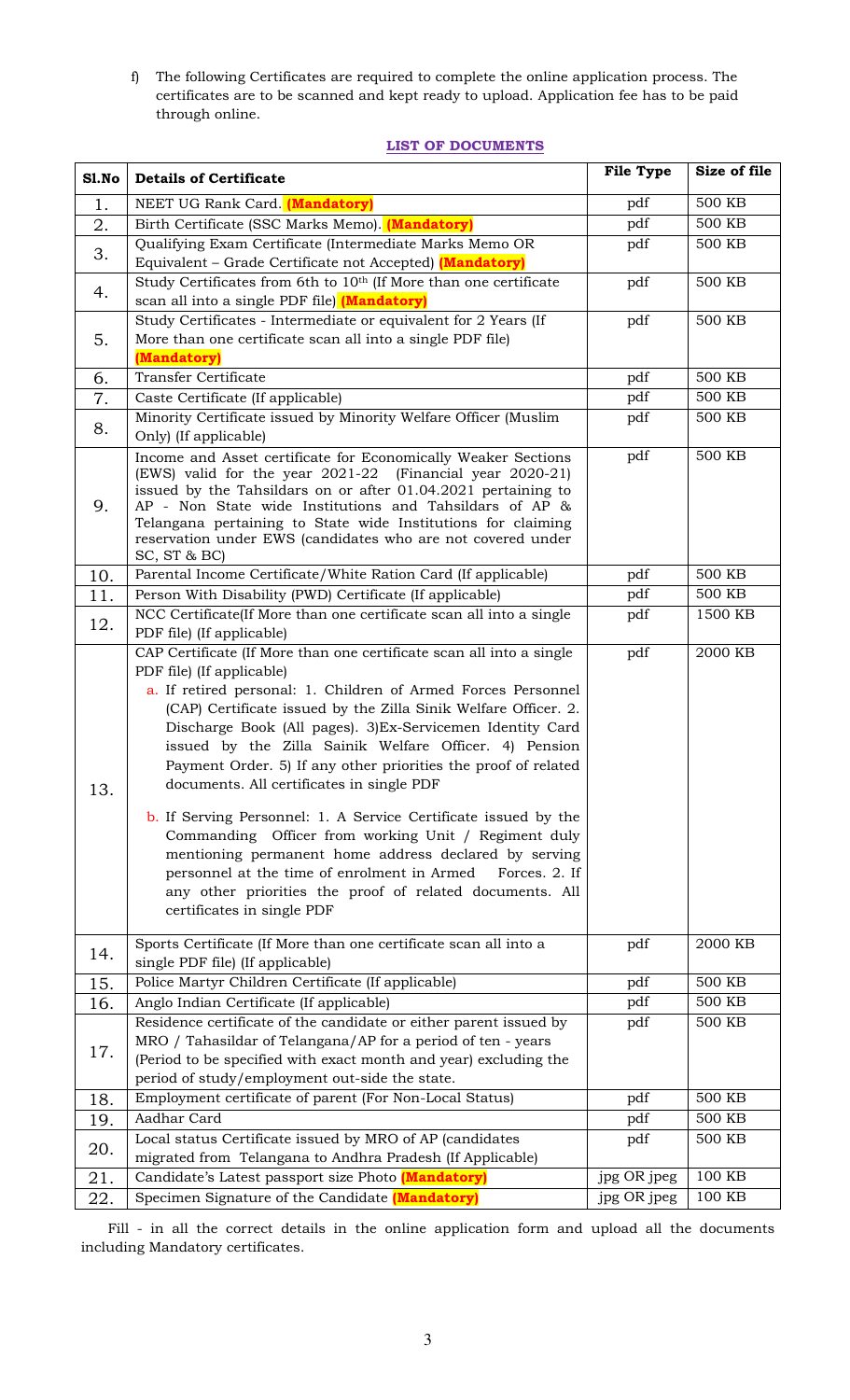f) The following Certificates are required to complete the online application process. The certificates are to be scanned and kept ready to upload. Application fee has to be paid through online.

**LIST OF DOCUMENTS**

| Sl.No | Details of Certificate | File Type | Size of file |
|---|---|---|---|
| 1. | NEET UG Rank Card. **(Mandatory)** | pdf | 500 KB |
| 2. | Birth Certificate (SSC Marks Memo). **(Mandatory)** | pdf | 500 KB |
| 3. | Qualifying Exam Certificate (Intermediate Marks Memo OR Equivalent – Grade Certificate not Accepted) **(Mandatory)** | pdf | 500 KB |
| 4. | Study Certificates from 6th to 10th (If More than one certificate scan all into a single PDF file) **(Mandatory)** | pdf | 500 KB |
| 5. | Study Certificates - Intermediate or equivalent for 2 Years (If More than one certificate scan all into a single PDF file) **(Mandatory)** | pdf | 500 KB |
| 6. | Transfer Certificate | pdf | 500 KB |
| 7. | Caste Certificate (If applicable) | pdf | 500 KB |
| 8. | Minority Certificate issued by Minority Welfare Officer (Muslim Only) (If applicable) | pdf | 500 KB |
| 9. | Income and Asset certificate for Economically Weaker Sections (EWS) valid for the year 2021-22 (Financial year 2020-21) issued by the Tahsildars on or after 01.04.2021 pertaining to AP - Non State wide Institutions and Tahsildars of AP & Telangana pertaining to State wide Institutions for claiming reservation under EWS (candidates who are not covered under SC, ST & BC) | pdf | 500 KB |
| 10. | Parental Income Certificate/White Ration Card (If applicable) | pdf | 500 KB |
| 11. | Person With Disability (PWD) Certificate (If applicable) | pdf | 500 KB |
| 12. | NCC Certificate(If More than one certificate scan all into a single PDF file) (If applicable) | pdf | 1500 KB |
| 13. | CAP Certificate (If More than one certificate scan all into a single PDF file) (If applicable)<br>a. If retired personal: 1. Children of Armed Forces Personnel (CAP) Certificate issued by the Zilla Sinik Welfare Officer. 2. Discharge Book (All pages). 3)Ex-Servicemen Identity Card issued by the Zilla Sainik Welfare Officer. 4) Pension Payment Order. 5) If any other priorities the proof of related documents. All certificates in single PDF<br>b. If Serving Personnel: 1. A Service Certificate issued by the Commanding Officer from working Unit / Regiment duly mentioning permanent home address declared by serving personnel at the time of enrolment in Armed Forces. 2. If any other priorities the proof of related documents. All certificates in single PDF | pdf | 2000 KB |
| 14. | Sports Certificate (If More than one certificate scan all into a single PDF file) (If applicable) | pdf | 2000 KB |
| 15. | Police Martyr Children Certificate (If applicable) | pdf | 500 KB |
| 16. | Anglo Indian Certificate (If applicable) | pdf | 500 KB |
| 17. | Residence certificate of the candidate or either parent issued by MRO / Tahasildar of Telangana/AP for a period of ten - years (Period to be specified with exact month and year) excluding the period of study/employment out-side the state. | pdf | 500 KB |
| 18. | Employment certificate of parent (For Non-Local Status) | pdf | 500 KB |
| 19. | Aadhar Card | pdf | 500 KB |
| 20. | Local status Certificate issued by MRO of AP (candidates migrated from Telangana to Andhra Pradesh (If Applicable) | pdf | 500 KB |
| 21. | Candidate's Latest passport size Photo **(Mandatory)** | jpg OR jpeg | 100 KB |
| 22. | Specimen Signature of the Candidate **(Mandatory)** | jpg OR jpeg | 100 KB |

Fill - in all the correct details in the online application form and upload all the documents including Mandatory certificates.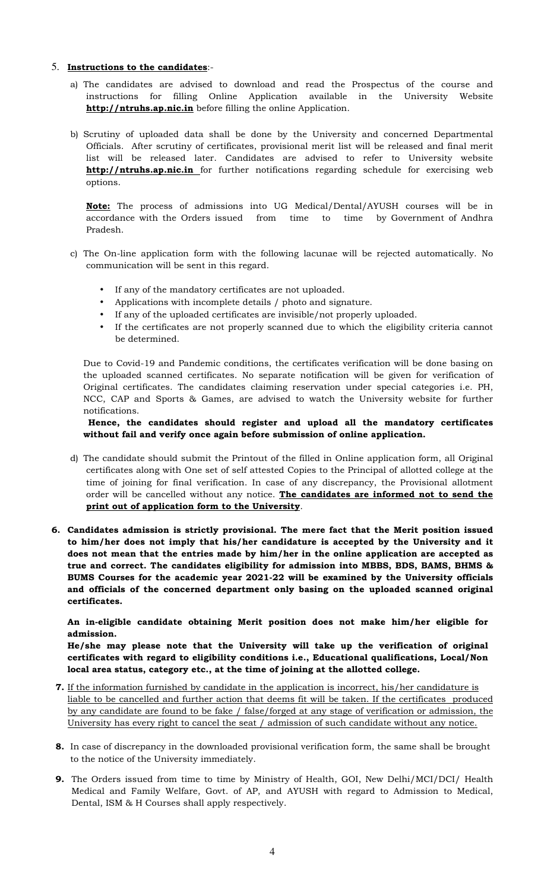5. **Instructions to the candidates**:-

   a) The candidates are advised to download and read the Prospectus of the course and instructions for filling Online Application available in the University Website **http://ntruhs.ap.nic.in** before filling the online Application.

   b) Scrutiny of uploaded data shall be done by the University and concerned Departmental Officials. After scrutiny of certificates, provisional merit list will be released and final merit list will be released later. Candidates are advised to refer to University website **http://ntruhs.ap.nic.in** for further notifications regarding schedule for exercising web options.

   **Note:** The process of admissions into UG Medical/Dental/AYUSH courses will be in accordance with the Orders issued from time to time by Government of Andhra Pradesh.

   c) The On-line application form with the following lacunae will be rejected automatically. No communication will be sent in this regard.

   - If any of the mandatory certificates are not uploaded.
   - Applications with incomplete details / photo and signature.
   - If any of the uploaded certificates are invisible/not properly uploaded.
   - If the certificates are not properly scanned due to which the eligibility criteria cannot be determined.

   Due to Covid-19 and Pandemic conditions, the certificates verification will be done basing on the uploaded scanned certificates. No separate notification will be given for verification of Original certificates. The candidates claiming reservation under special categories i.e. PH, NCC, CAP and Sports & Games, are advised to watch the University website for further notifications.

   **Hence, the candidates should register and upload all the mandatory certificates without fail and verify once again before submission of online application.**

   d) The candidate should submit the Printout of the filled in Online application form, all Original certificates along with One set of self attested Copies to the Principal of allotted college at the time of joining for final verification. In case of any discrepancy, the Provisional allotment order will be cancelled without any notice. **The candidates are informed not to send the print out of application form to the University**.

**6. Candidates admission is strictly provisional. The mere fact that the Merit position issued to him/her does not imply that his/her candidature is accepted by the University and it does not mean that the entries made by him/her in the online application are accepted as true and correct. The candidates eligibility for admission into MBBS, BDS, BAMS, BHMS & BUMS Courses for the academic year 2021-22 will be examined by the University officials and officials of the concerned department only basing on the uploaded scanned original certificates.**

**An in-eligible candidate obtaining Merit position does not make him/her eligible for admission.**

**He/she may please note that the University will take up the verification of original certificates with regard to eligibility conditions i.e., Educational qualifications, Local/Non local area status, category etc., at the time of joining at the allotted college.**

**7.** If the information furnished by candidate in the application is incorrect, his/her candidature is liable to be cancelled and further action that deems fit will be taken. If the certificates produced by any candidate are found to be fake / false/forged at any stage of verification or admission, the University has every right to cancel the seat / admission of such candidate without any notice.

**8.** In case of discrepancy in the downloaded provisional verification form, the same shall be brought to the notice of the University immediately.

**9.** The Orders issued from time to time by Ministry of Health, GOI, New Delhi/MCI/DCI/ Health Medical and Family Welfare, Govt. of AP, and AYUSH with regard to Admission to Medical, Dental, ISM & H Courses shall apply respectively.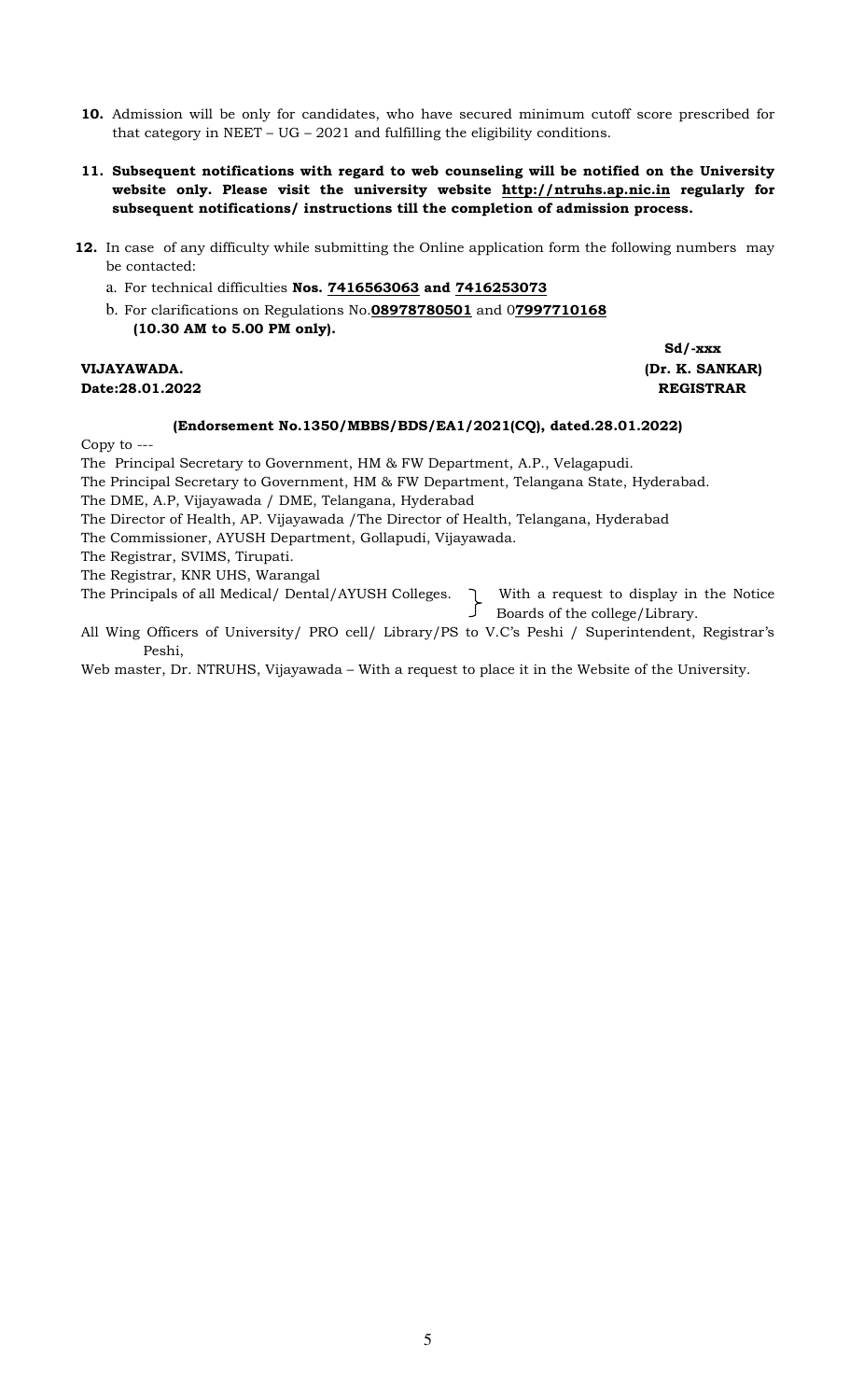**10.** Admission will be only for candidates, who have secured minimum cutoff score prescribed for that category in NEET – UG – 2021 and fulfilling the eligibility conditions.

**11. Subsequent notifications with regard to web counseling will be notified on the University website only. Please visit the university website http://ntruhs.ap.nic.in regularly for subsequent notifications/ instructions till the completion of admission process.**

**12.** In case of any difficulty while submitting the Online application form the following numbers may be contacted:

a. For technical difficulties **Nos. 7416563063 and 7416253073**

b. For clarifications on Regulations No.**08978780501** and 0**7997710168** **(10.30 AM to 5.00 PM only).**

**Sd/-xxx**

**VIJAYAWADA.** **(Dr. K. SANKAR)**

**Date:28.01.2022** **REGISTRAR**

**(Endorsement No.1350/MBBS/BDS/EA1/2021(CQ), dated.28.01.2022)**

Copy to ---

The Principal Secretary to Government, HM & FW Department, A.P., Velagapudi.

The Principal Secretary to Government, HM & FW Department, Telangana State, Hyderabad.

The DME, A.P, Vijayawada / DME, Telangana, Hyderabad

The Director of Health, AP. Vijayawada /The Director of Health, Telangana, Hyderabad

The Commissioner, AYUSH Department, Gollapudi, Vijayawada.

The Registrar, SVIMS, Tirupati.

The Registrar, KNR UHS, Warangal

The Principals of all Medical/ Dental/AYUSH Colleges. } With a request to display in the Notice Boards of the college/Library.

All Wing Officers of University/ PRO cell/ Library/PS to V.C's Peshi / Superintendent, Registrar's Peshi,

Web master, Dr. NTRUHS, Vijayawada – With a request to place it in the Website of the University.